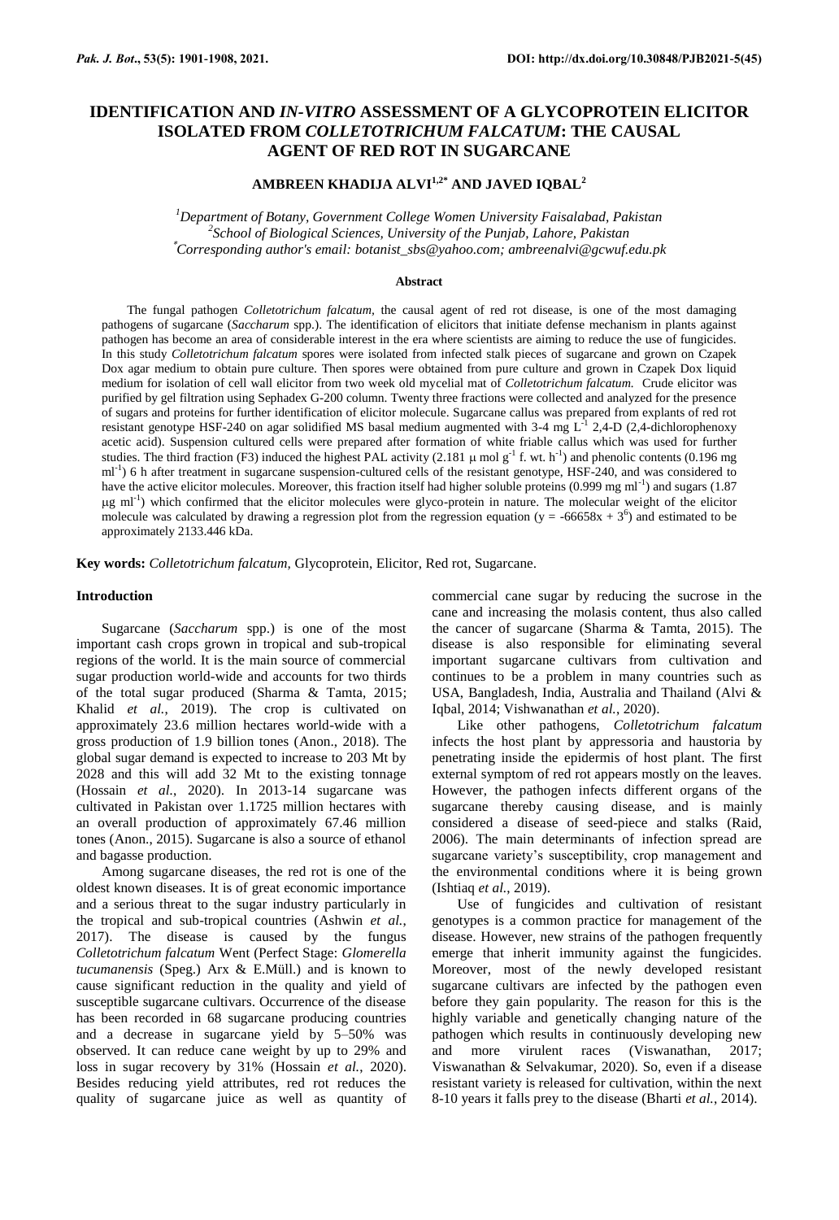# IDENTIFICATION AND *IN-VITRO* ASSESSMENT OF A GLYCOPROTEIN ELICITOR ISOLATED FROM *COLLETOTRICHUM FALCATUM*: THE CAUSAL AGENT OF RED ROT IN SUGARCANE

**AMBREEN KHADIJA ALVI[1,2*] AND JAVED IQBAL[2]**

[1]*Department of Botany, Government College Women University Faisalabad, Pakistan*
[2]*School of Biological Sciences, University of the Punjab, Lahore, Pakistan*
[*]*Corresponding author's email: botanist_sbs@yahoo.com; ambreenalvi@gcwuf.edu.pk*

## Abstract

The fungal pathogen *Colletotrichum falcatum*, the causal agent of red rot disease, is one of the most damaging pathogens of sugarcane (*Saccharum* spp.). The identification of elicitors that initiate defense mechanism in plants against pathogen has become an area of considerable interest in the era where scientists are aiming to reduce the use of fungicides. In this study *Colletotrichum falcatum* spores were isolated from infected stalk pieces of sugarcane and grown on Czapek Dox agar medium to obtain pure culture. Then spores were obtained from pure culture and grown in Czapek Dox liquid medium for isolation of cell wall elicitor from two week old mycelial mat of *Colletotrichum falcatum.* Crude elicitor was purified by gel filtration using Sephadex G-200 column. Twenty three fractions were collected and analyzed for the presence of sugars and proteins for further identification of elicitor molecule. Sugarcane callus was prepared from explants of red rot resistant genotype HSF-240 on agar solidified MS basal medium augmented with 3-4 mg $L^{-1}$ 2,4-D (2,4-dichlorophenoxy acetic acid). Suspension cultured cells were prepared after formation of white friable callus which was used for further studies. The third fraction (F3) induced the highest PAL activity (2.181 μ mol $g^{-1}$ f. wt. $h^{-1}$) and phenolic contents (0.196 mg $ml^{-1}$) 6 h after treatment in sugarcane suspension-cultured cells of the resistant genotype, HSF-240, and was considered to have the active elicitor molecules. Moreover, this fraction itself had higher soluble proteins (0.999 mg $ml^{-1}$) and sugars (1.87 μg $ml^{-1}$) which confirmed that the elicitor molecules were glyco-protein in nature. The molecular weight of the elicitor molecule was calculated by drawing a regression plot from the regression equation ($y = -66658x + 3^6$) and estimated to be approximately 2133.446 kDa.

**Key words:** *Colletotrichum falcatum,* Glycoprotein, Elicitor, Red rot, Sugarcane.

## Introduction

Sugarcane (*Saccharum* spp.) is one of the most important cash crops grown in tropical and sub-tropical regions of the world. It is the main source of commercial sugar production world-wide and accounts for two thirds of the total sugar produced (Sharma & Tamta, 2015; Khalid *et al.*, 2019). The crop is cultivated on approximately 23.6 million hectares world-wide with a gross production of 1.9 billion tones (Anon., 2018). The global sugar demand is expected to increase to 203 Mt by 2028 and this will add 32 Mt to the existing tonnage (Hossain *et al.*, 2020). In 2013-14 sugarcane was cultivated in Pakistan over 1.1725 million hectares with an overall production of approximately 67.46 million tones (Anon., 2015). Sugarcane is also a source of ethanol and bagasse production.

Among sugarcane diseases, the red rot is one of the oldest known diseases. It is of great economic importance and a serious threat to the sugar industry particularly in the tropical and sub-tropical countries (Ashwin *et al.*, 2017). The disease is caused by the fungus *Colletotrichum falcatum* Went (Perfect Stage: *Glomerella tucumanensis* (Speg.) Arx & E.Müll.) and is known to cause significant reduction in the quality and yield of susceptible sugarcane cultivars. Occurrence of the disease has been recorded in 68 sugarcane producing countries and a decrease in sugarcane yield by 5–50% was observed. It can reduce cane weight by up to 29% and loss in sugar recovery by 31% (Hossain *et al.*, 2020). Besides reducing yield attributes, red rot reduces the quality of sugarcane juice as well as quantity of commercial cane sugar by reducing the sucrose in the cane and increasing the molasis content, thus also called the cancer of sugarcane (Sharma & Tamta, 2015). The disease is also responsible for eliminating several important sugarcane cultivars from cultivation and continues to be a problem in many countries such as USA, Bangladesh, India, Australia and Thailand (Alvi & Iqbal, 2014; Vishwanathan *et al.*, 2020).

Like other pathogens, *Colletotrichum falcatum* infects the host plant by appressoria and haustoria by penetrating inside the epidermis of host plant. The first external symptom of red rot appears mostly on the leaves. However, the pathogen infects different organs of the sugarcane thereby causing disease, and is mainly considered a disease of seed-piece and stalks (Raid, 2006). The main determinants of infection spread are sugarcane variety's susceptibility, crop management and the environmental conditions where it is being grown (Ishtiaq *et al.*, 2019).

Use of fungicides and cultivation of resistant genotypes is a common practice for management of the disease. However, new strains of the pathogen frequently emerge that inherit immunity against the fungicides. Moreover, most of the newly developed resistant sugarcane cultivars are infected by the pathogen even before they gain popularity. The reason for this is the highly variable and genetically changing nature of the pathogen which results in continuously developing new and more virulent races (Viswanathan, 2017; Viswanathan & Selvakumar, 2020). So, even if a disease resistant variety is released for cultivation, within the next 8-10 years it falls prey to the disease (Bharti *et al.*, 2014).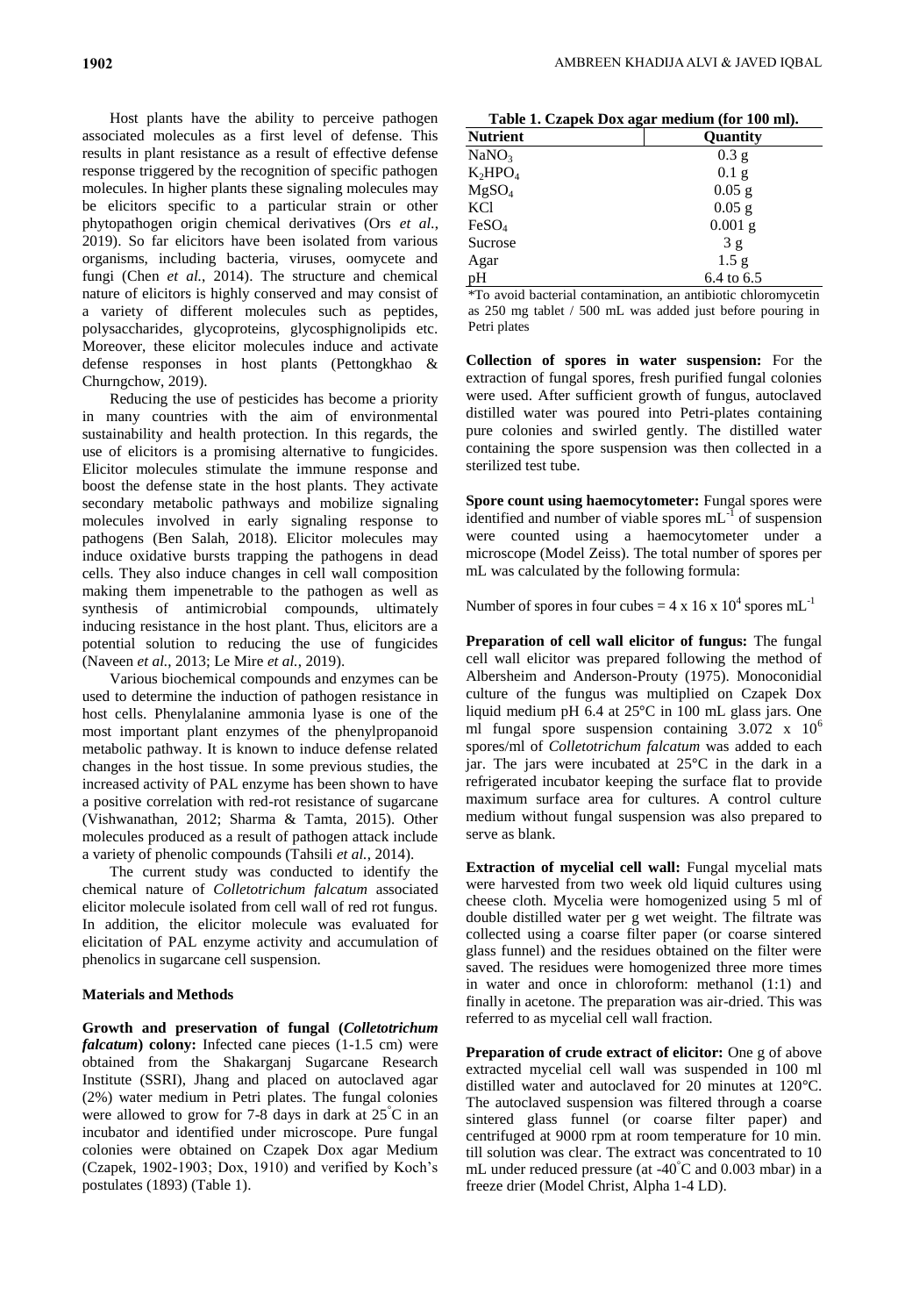Host plants have the ability to perceive pathogen associated molecules as a first level of defense. This results in plant resistance as a result of effective defense response triggered by the recognition of specific pathogen molecules. In higher plants these signaling molecules may be elicitors specific to a particular strain or other phytopathogen origin chemical derivatives (Ors *et al.*, 2019). So far elicitors have been isolated from various organisms, including bacteria, viruses, oomycete and fungi (Chen *et al.*, 2014). The structure and chemical nature of elicitors is highly conserved and may consist of a variety of different molecules such as peptides, polysaccharides, glycoproteins, glycosphignolipids etc. Moreover, these elicitor molecules induce and activate defense responses in host plants (Pettongkhao & Churngchow, 2019).

Reducing the use of pesticides has become a priority in many countries with the aim of environmental sustainability and health protection. In this regards, the use of elicitors is a promising alternative to fungicides. Elicitor molecules stimulate the immune response and boost the defense state in the host plants. They activate secondary metabolic pathways and mobilize signaling molecules involved in early signaling response to pathogens (Ben Salah, 2018). Elicitor molecules may induce oxidative bursts trapping the pathogens in dead cells. They also induce changes in cell wall composition making them impenetrable to the pathogen as well as synthesis of antimicrobial compounds, ultimately inducing resistance in the host plant. Thus, elicitors are a potential solution to reducing the use of fungicides (Naveen *et al.*, 2013; Le Mire *et al.*, 2019).

Various biochemical compounds and enzymes can be used to determine the induction of pathogen resistance in host cells. Phenylalanine ammonia lyase is one of the most important plant enzymes of the phenylpropanoid metabolic pathway. It is known to induce defense related changes in the host tissue. In some previous studies, the increased activity of PAL enzyme has been shown to have a positive correlation with red-rot resistance of sugarcane (Vishwanathan, 2012; Sharma & Tamta, 2015). Other molecules produced as a result of pathogen attack include a variety of phenolic compounds (Tahsili *et al.*, 2014).

The current study was conducted to identify the chemical nature of *Colletotrichum falcatum* associated elicitor molecule isolated from cell wall of red rot fungus. In addition, the elicitor molecule was evaluated for elicitation of PAL enzyme activity and accumulation of phenolics in sugarcane cell suspension.

## Materials and Methods

**Growth and preservation of fungal (*Colletotrichum falcatum*) colony:** Infected cane pieces (1-1.5 cm) were obtained from the Shakarganj Sugarcane Research Institute (SSRI), Jhang and placed on autoclaved agar (2%) water medium in Petri plates. The fungal colonies were allowed to grow for 7-8 days in dark at 25°C in an incubator and identified under microscope. Pure fungal colonies were obtained on Czapek Dox agar Medium (Czapek, 1902-1903; Dox, 1910) and verified by Koch's postulates (1893) (Table 1).

**Table 1. Czapek Dox agar medium (for 100 ml).**

| Nutrient | Quantity |
|---|---|
| $NaNO_3$ | 0.3 g |
| $K_2HPO_4$ | 0.1 g |
| $MgSO_4$ | 0.05 g |
| KCl | 0.05 g |
| $FeSO_4$ | 0.001 g |
| Sucrose | 3 g |
| Agar | 1.5 g |
| pH | 6.4 to 6.5 |

*To avoid bacterial contamination, an antibiotic chloromycetin as 250 mg tablet / 500 mL was added just before pouring in Petri plates

**Collection of spores in water suspension:** For the extraction of fungal spores, fresh purified fungal colonies were used. After sufficient growth of fungus, autoclaved distilled water was poured into Petri-plates containing pure colonies and swirled gently. The distilled water containing the spore suspension was then collected in a sterilized test tube.

**Spore count using haemocytometer:** Fungal spores were identified and number of viable spores $mL^{-1}$ of suspension were counted using a haemocytometer under a microscope (Model Zeiss). The total number of spores per mL was calculated by the following formula:

Number of spores in four cubes = $4 \times 16 \times 10^4$ spores $mL^{-1}$

**Preparation of cell wall elicitor of fungus:** The fungal cell wall elicitor was prepared following the method of Albersheim and Anderson-Prouty (1975). Monoconidial culture of the fungus was multiplied on Czapek Dox liquid medium pH 6.4 at 25°C in 100 mL glass jars. One ml fungal spore suspension containing $3.072 \times 10^6$ spores/ml of *Colletotrichum falcatum* was added to each jar. The jars were incubated at 25°C in the dark in a refrigerated incubator keeping the surface flat to provide maximum surface area for cultures. A control culture medium without fungal suspension was also prepared to serve as blank.

**Extraction of mycelial cell wall:** Fungal mycelial mats were harvested from two week old liquid cultures using cheese cloth. Mycelia were homogenized using 5 ml of double distilled water per g wet weight. The filtrate was collected using a coarse filter paper (or coarse sintered glass funnel) and the residues obtained on the filter were saved. The residues were homogenized three more times in water and once in chloroform: methanol (1:1) and finally in acetone. The preparation was air-dried. This was referred to as mycelial cell wall fraction.

**Preparation of crude extract of elicitor:** One g of above extracted mycelial cell wall was suspended in 100 ml distilled water and autoclaved for 20 minutes at 120°C. The autoclaved suspension was filtered through a coarse sintered glass funnel (or coarse filter paper) and centrifuged at 9000 rpm at room temperature for 10 min. till solution was clear. The extract was concentrated to 10 mL under reduced pressure (at -40°C and 0.003 mbar) in a freeze drier (Model Christ, Alpha 1-4 LD).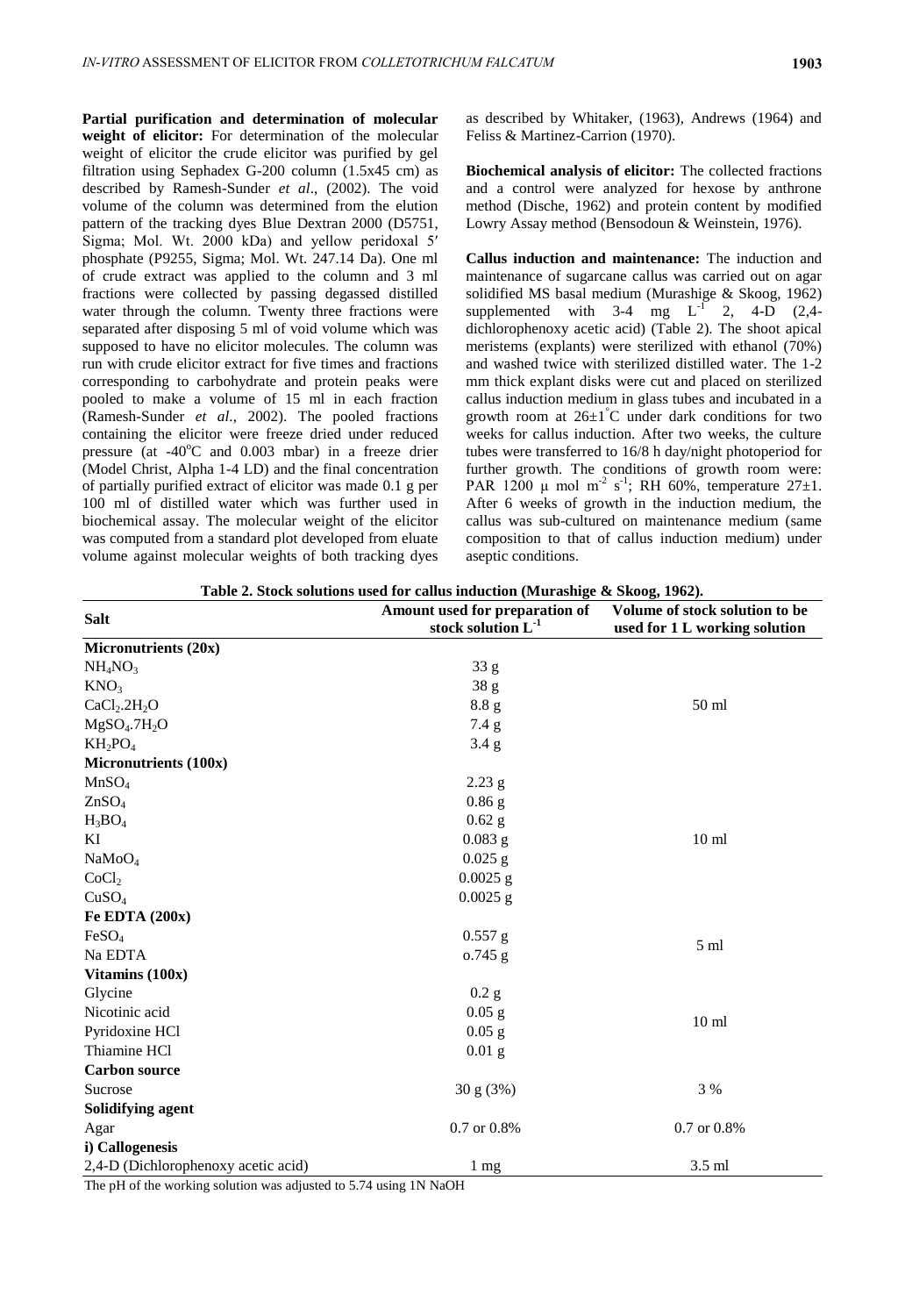**Partial purification and determination of molecular weight of elicitor:** For determination of the molecular weight of elicitor the crude elicitor was purified by gel filtration using Sephadex G-200 column (1.5x45 cm) as described by Ramesh-Sunder *et al*., (2002). The void volume of the column was determined from the elution pattern of the tracking dyes Blue Dextran 2000 (D5751, Sigma; Mol. Wt. 2000 kDa) and yellow peridoxal 5′ phosphate (P9255, Sigma; Mol. Wt. 247.14 Da). One ml of crude extract was applied to the column and 3 ml fractions were collected by passing degassed distilled water through the column. Twenty three fractions were separated after disposing 5 ml of void volume which was supposed to have no elicitor molecules. The column was run with crude elicitor extract for five times and fractions corresponding to carbohydrate and protein peaks were pooled to make a volume of 15 ml in each fraction (Ramesh-Sunder *et al*., 2002). The pooled fractions containing the elicitor were freeze dried under reduced pressure (at -40°C and 0.003 mbar) in a freeze drier (Model Christ, Alpha 1-4 LD) and the final concentration of partially purified extract of elicitor was made 0.1 g per 100 ml of distilled water which was further used in biochemical assay. The molecular weight of the elicitor was computed from a standard plot developed from eluate volume against molecular weights of both tracking dyes as described by Whitaker, (1963), Andrews (1964) and Feliss & Martinez-Carrion (1970).

**Biochemical analysis of elicitor:** The collected fractions and a control were analyzed for hexose by anthrone method (Dische, 1962) and protein content by modified Lowry Assay method (Bensodoun & Weinstein, 1976).

**Callus induction and maintenance:** The induction and maintenance of sugarcane callus was carried out on agar solidified MS basal medium (Murashige & Skoog, 1962) supplemented with 3-4 mg $L^{-1}$ 2, 4-D (2,4-dichlorophenoxy acetic acid) (Table 2). The shoot apical meristems (explants) were sterilized with ethanol (70%) and washed twice with sterilized distilled water. The 1-2 mm thick explant disks were cut and placed on sterilized callus induction medium in glass tubes and incubated in a growth room at 26±1°C under dark conditions for two weeks for callus induction. After two weeks, the culture tubes were transferred to 16/8 h day/night photoperiod for further growth. The conditions of growth room were: PAR 1200 μ mol $m^{-2}$ $s^{-1}$; RH 60%, temperature 27±1. After 6 weeks of growth in the induction medium, the callus was sub-cultured on maintenance medium (same composition to that of callus induction medium) under aseptic conditions.

**Table 2. Stock solutions used for callus induction (Murashige & Skoog, 1962).**

| Salt | Amount used for preparation of stock solution $L^{-1}$ | Volume of stock solution to be used for 1 L working solution |
|---|---|---|
| **Micronutrients (20x)** | | |
| $NH_4NO_3$ | 33 g | |
| $KNO_3$ | 38 g | |
| $CaCl_2.2H_2O$ | 8.8 g | 50 ml |
| $MgSO_4.7H_2O$ | 7.4 g | |
| $KH_2PO_4$ | 3.4 g | |
| **Micronutrients (100x)** | | |
| $MnSO_4$ | 2.23 g | |
| $ZnSO_4$ | 0.86 g | |
| $H_3BO_4$ | 0.62 g | |
| KI | 0.083 g | 10 ml |
| $NaMoO_4$ | 0.025 g | |
| $CoCl_2$ | 0.0025 g | |
| $CuSO_4$ | 0.0025 g | |
| **Fe EDTA (200x)** | | |
| $FeSO_4$ | 0.557 g | 5 ml |
| Na EDTA | o.745 g | |
| **Vitamins (100x)** | | |
| Glycine | 0.2 g | |
| Nicotinic acid | 0.05 g | 10 ml |
| Pyridoxine HCl | 0.05 g | |
| Thiamine HCl | 0.01 g | |
| **Carbon source** | | |
| Sucrose | 30 g (3%) | 3 % |
| **Solidifying agent** | | |
| Agar | 0.7 or 0.8% | 0.7 or 0.8% |
| **i) Callogenesis** | | |
| 2,4-D (Dichlorophenoxy acetic acid) | 1 mg | 3.5 ml |

The pH of the working solution was adjusted to 5.74 using 1N NaOH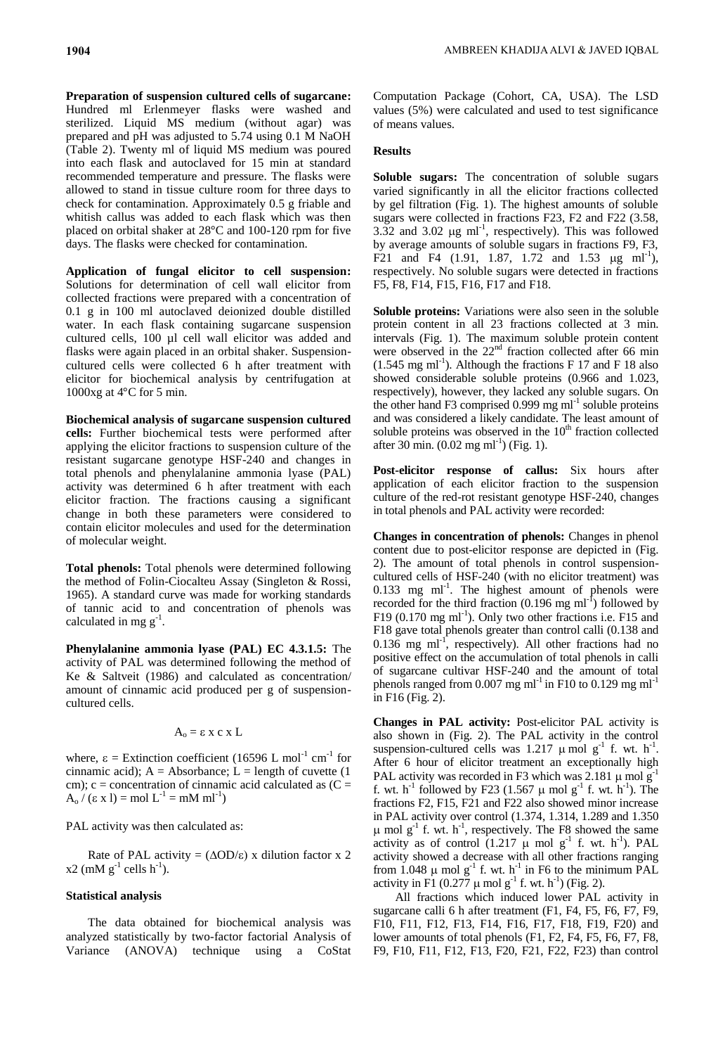**Preparation of suspension cultured cells of sugarcane:** Hundred ml Erlenmeyer flasks were washed and sterilized. Liquid MS medium (without agar) was prepared and pH was adjusted to 5.74 using 0.1 M NaOH (Table 2). Twenty ml of liquid MS medium was poured into each flask and autoclaved for 15 min at standard recommended temperature and pressure. The flasks were allowed to stand in tissue culture room for three days to check for contamination. Approximately 0.5 g friable and whitish callus was added to each flask which was then placed on orbital shaker at 28°C and 100-120 rpm for five days. The flasks were checked for contamination.

**Application of fungal elicitor to cell suspension:** Solutions for determination of cell wall elicitor from collected fractions were prepared with a concentration of 0.1 g in 100 ml autoclaved deionized double distilled water. In each flask containing sugarcane suspension cultured cells, 100 µl cell wall elicitor was added and flasks were again placed in an orbital shaker. Suspension-cultured cells were collected 6 h after treatment with elicitor for biochemical analysis by centrifugation at 1000xg at 4°C for 5 min.

**Biochemical analysis of sugarcane suspension cultured cells:** Further biochemical tests were performed after applying the elicitor fractions to suspension culture of the resistant sugarcane genotype HSF-240 and changes in total phenols and phenylalanine ammonia lyase (PAL) activity was determined 6 h after treatment with each elicitor fraction. The fractions causing a significant change in both these parameters were considered to contain elicitor molecules and used for the determination of molecular weight.

**Total phenols:** Total phenols were determined following the method of Folin-Ciocalteu Assay (Singleton & Rossi, 1965). A standard curve was made for working standards of tannic acid to and concentration of phenols was calculated in mg $g^{-1}$.

**Phenylalanine ammonia lyase (PAL) EC 4.3.1.5:** The activity of PAL was determined following the method of Ke & Saltveit (1986) and calculated as concentration/ amount of cinnamic acid produced per g of suspension-cultured cells.

$$A_o = \varepsilon \times c \times L$$

where, $\varepsilon$ = Extinction coefficient (16596 L $mol^{-1}$ $cm^{-1}$ for cinnamic acid); A = Absorbance; L = length of cuvette (1 cm); c = concentration of cinnamic acid calculated as ($C = A_o / (\varepsilon \times l)$ = mol $L^{-1}$ = mM $ml^{-1}$)

PAL activity was then calculated as:

Rate of PAL activity = ($\Delta OD/\varepsilon$) x dilution factor x 2 x2 (mM $g^{-1}$ cells $h^{-1}$).

**Statistical analysis**

The data obtained for biochemical analysis was analyzed statistically by two-factor factorial Analysis of Variance (ANOVA) technique using a CoStat Computation Package (Cohort, CA, USA). The LSD values (5%) were calculated and used to test significance of means values.

## Results

**Soluble sugars:** The concentration of soluble sugars varied significantly in all the elicitor fractions collected by gel filtration (Fig. 1). The highest amounts of soluble sugars were collected in fractions F23, F2 and F22 (3.58, 3.32 and 3.02 µg $ml^{-1}$, respectively). This was followed by average amounts of soluble sugars in fractions F9, F3, F21 and F4 (1.91, 1.87, 1.72 and 1.53 µg $ml^{-1}$), respectively. No soluble sugars were detected in fractions F5, F8, F14, F15, F16, F17 and F18.

**Soluble proteins:** Variations were also seen in the soluble protein content in all 23 fractions collected at 3 min. intervals (Fig. 1). The maximum soluble protein content were observed in the 22nd fraction collected after 66 min (1.545 mg $ml^{-1}$). Although the fractions F 17 and F 18 also showed considerable soluble proteins (0.966 and 1.023, respectively), however, they lacked any soluble sugars. On the other hand F3 comprised 0.999 mg $ml^{-1}$ soluble proteins and was considered a likely candidate. The least amount of soluble proteins was observed in the 10th fraction collected after 30 min. (0.02 mg $ml^{-1}$) (Fig. 1).

**Post-elicitor response of callus:** Six hours after application of each elicitor fraction to the suspension culture of the red-rot resistant genotype HSF-240, changes in total phenols and PAL activity were recorded:

**Changes in concentration of phenols:** Changes in phenol content due to post-elicitor response are depicted in (Fig. 2). The amount of total phenols in control suspension-cultured cells of HSF-240 (with no elicitor treatment) was 0.133 mg $ml^{-1}$. The highest amount of phenols were recorded for the third fraction (0.196 mg $ml^{-1}$) followed by F19 (0.170 mg $ml^{-1}$). Only two other fractions i.e. F15 and F18 gave total phenols greater than control calli (0.138 and 0.136 mg $ml^{-1}$, respectively). All other fractions had no positive effect on the accumulation of total phenols in calli of sugarcane cultivar HSF-240 and the amount of total phenols ranged from 0.007 mg $ml^{-1}$ in F10 to 0.129 mg $ml^{-1}$ in F16 (Fig. 2).

**Changes in PAL activity:** Post-elicitor PAL activity is also shown in (Fig. 2). The PAL activity in the control suspension-cultured cells was 1.217 µ mol $g^{-1}$ f. wt. $h^{-1}$. After 6 hour of elicitor treatment an exceptionally high PAL activity was recorded in F3 which was 2.181 µ mol $g^{-1}$ f. wt. $h^{-1}$ followed by F23 (1.567 µ mol $g^{-1}$ f. wt. $h^{-1}$). The fractions F2, F15, F21 and F22 also showed minor increase in PAL activity over control (1.374, 1.314, 1.289 and 1.350 µ mol $g^{-1}$ f. wt. $h^{-1}$, respectively. The F8 showed the same activity as of control (1.217 µ mol $g^{-1}$ f. wt. $h^{-1}$). PAL activity showed a decrease with all other fractions ranging from 1.048 µ mol $g^{-1}$ f. wt. $h^{-1}$ in F6 to the minimum PAL activity in F1 (0.277 µ mol $g^{-1}$ f. wt. $h^{-1}$) (Fig. 2).

All fractions which induced lower PAL activity in sugarcane calli 6 h after treatment (F1, F4, F5, F6, F7, F9, F10, F11, F12, F13, F14, F16, F17, F18, F19, F20) and lower amounts of total phenols (F1, F2, F4, F5, F6, F7, F8, F9, F10, F11, F12, F13, F20, F21, F22, F23) than control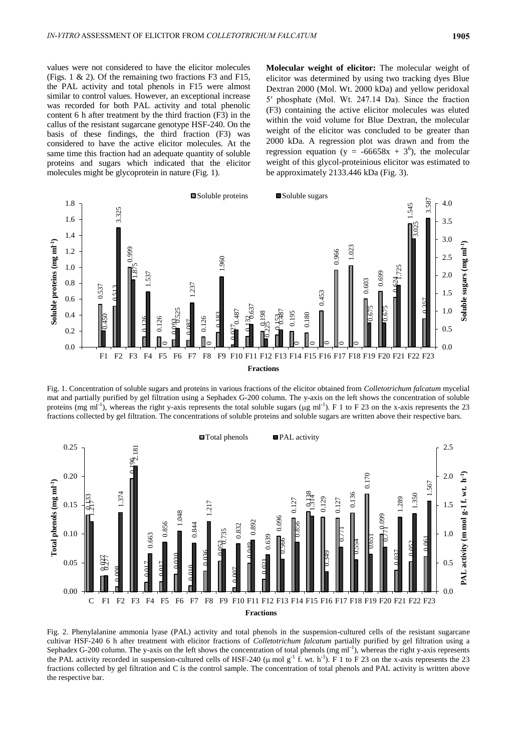values were not considered to have the elicitor molecules (Figs. 1 & 2). Of the remaining two fractions F3 and F15, the PAL activity and total phenols in F15 were almost similar to control values. However, an exceptional increase was recorded for both PAL activity and total phenolic content 6 h after treatment by the third fraction (F3) in the callus of the resistant sugarcane genotype HSF-240. On the basis of these findings, the third fraction (F3) was considered to have the active elicitor molecules. At the same time this fraction had an adequate quantity of soluble proteins and sugars which indicated that the elicitor molecules might be glycoprotein in nature (Fig. 1).

**Molecular weight of elicitor:** The molecular weight of elicitor was determined by using two tracking dyes Blue Dextran 2000 (Mol. Wt. 2000 kDa) and yellow peridoxal 5′ phosphate (Mol. Wt. 247.14 Da). Since the fraction (F3) containing the active elicitor molecules was eluted within the void volume for Blue Dextran, the molecular weight of the elicitor was concluded to be greater than 2000 kDa. A regression plot was drawn and from the regression equation ($y = -66658x + 3^6$), the molecular weight of this glycol-proteinious elicitor was estimated to be approximately 2133.446 kDa (Fig. 3).

Fig. 1. Concentration of soluble sugars and proteins in various fractions of the elicitor obtained from *Colletotrichum falcatum* mycelial mat and partially purified by gel filtration using a Sephadex G-200 column. The y-axis on the left shows the concentration of soluble proteins (mg ml$^{-1}$), whereas the right y-axis represents the total soluble sugars (µg ml$^{-1}$). F 1 to F 23 on the x-axis represents the 23 fractions collected by gel filtration. The concentrations of soluble proteins and soluble sugars are written above their respective bars.

Fig. 2. Phenylalanine ammonia lyase (PAL) activity and total phenols in the suspension-cultured cells of the resistant sugarcane cultivar HSF-240 6 h after treatment with elicitor fractions of *Colletotrichum falcatum* partially purified by gel filtration using a Sephadex G-200 column. The y-axis on the left shows the concentration of total phenols (mg ml$^{-1}$), whereas the right y-axis represents the PAL activity recorded in suspension-cultured cells of HSF-240 (µ mol g$^{-1}$ f. wt. h$^{-1}$). F 1 to F 23 on the x-axis represents the 23 fractions collected by gel filtration and C is the control sample. The concentration of total phenols and PAL activity is written above the respective bar.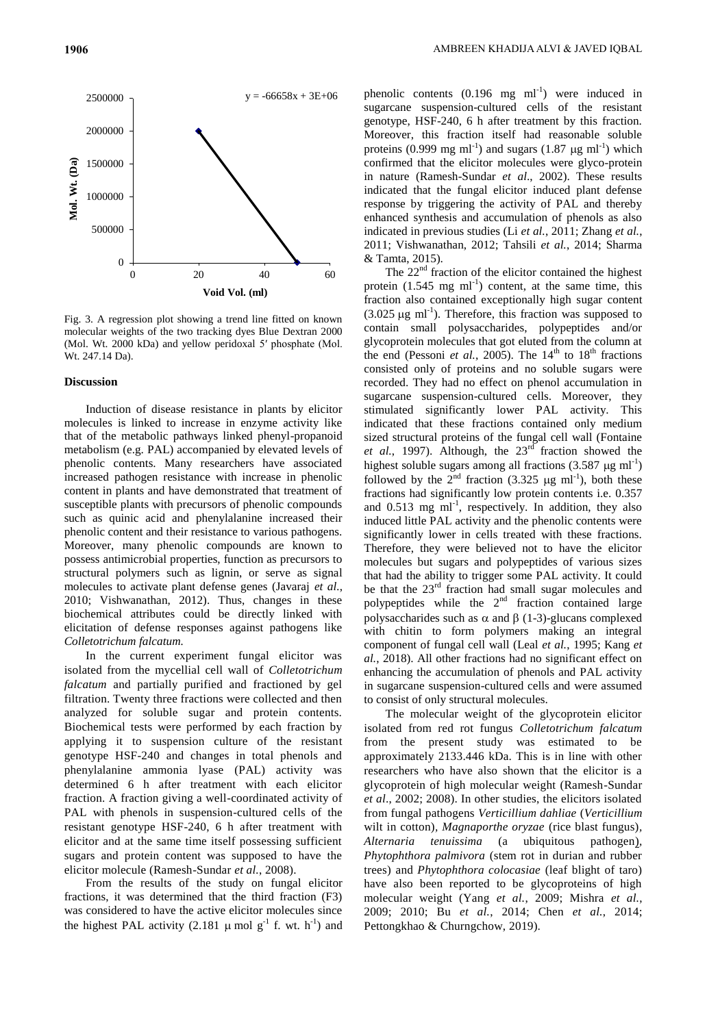Fig. 3. A regression plot showing a trend line fitted on known molecular weights of the two tracking dyes Blue Dextran 2000 (Mol. Wt. 2000 kDa) and yellow peridoxal 5′ phosphate (Mol. Wt. 247.14 Da).

## Discussion

Induction of disease resistance in plants by elicitor molecules is linked to increase in enzyme activity like that of the metabolic pathways linked phenyl-propanoid metabolism (e.g. PAL) accompanied by elevated levels of phenolic contents. Many researchers have associated increased pathogen resistance with increase in phenolic content in plants and have demonstrated that treatment of susceptible plants with precursors of phenolic compounds such as quinic acid and phenylalanine increased their phenolic content and their resistance to various pathogens. Moreover, many phenolic compounds are known to possess antimicrobial properties, function as precursors to structural polymers such as lignin, or serve as signal molecules to activate plant defense genes (Javaraj *et al.*, 2010; Vishwanathan, 2012). Thus, changes in these biochemical attributes could be directly linked with elicitation of defense responses against pathogens like *Colletotrichum falcatum.*

In the current experiment fungal elicitor was isolated from the mycellial cell wall of *Colletotrichum falcatum* and partially purified and fractioned by gel filtration. Twenty three fractions were collected and then analyzed for soluble sugar and protein contents. Biochemical tests were performed by each fraction by applying it to suspension culture of the resistant genotype HSF-240 and changes in total phenols and phenylalanine ammonia lyase (PAL) activity was determined 6 h after treatment with each elicitor fraction. A fraction giving a well-coordinated activity of PAL with phenols in suspension-cultured cells of the resistant genotype HSF-240, 6 h after treatment with elicitor and at the same time itself possessing sufficient sugars and protein content was supposed to have the elicitor molecule (Ramesh-Sundar *et al.*, 2008).

From the results of the study on fungal elicitor fractions, it was determined that the third fraction (F3) was considered to have the active elicitor molecules since the highest PAL activity (2.181 $\mu$ mol $g^{-1}$ f. wt. $h^{-1}$) and phenolic contents (0.196 mg $ml^{-1}$) were induced in sugarcane suspension-cultured cells of the resistant genotype, HSF-240, 6 h after treatment by this fraction. Moreover, this fraction itself had reasonable soluble proteins (0.999 mg $ml^{-1}$) and sugars (1.87 $\mu$g $ml^{-1}$) which confirmed that the elicitor molecules were glyco-protein in nature (Ramesh-Sundar *et al*., 2002). These results indicated that the fungal elicitor induced plant defense response by triggering the activity of PAL and thereby enhanced synthesis and accumulation of phenols as also indicated in previous studies (Li *et al.*, 2011; Zhang *et al.*, 2011; Vishwanathan, 2012; Tahsili *et al.*, 2014; Sharma & Tamta, 2015).

The $22^{nd}$ fraction of the elicitor contained the highest protein (1.545 mg $ml^{-1}$) content, at the same time, this fraction also contained exceptionally high sugar content (3.025 $\mu$g $ml^{-1}$). Therefore, this fraction was supposed to contain small polysaccharides, polypeptides and/or glycoprotein molecules that got eluted from the column at the end (Pessoni *et al.*, 2005). The $14^{th}$ to $18^{th}$ fractions consisted only of proteins and no soluble sugars were recorded. They had no effect on phenol accumulation in sugarcane suspension-cultured cells. Moreover, they stimulated significantly lower PAL activity. This indicated that these fractions contained only medium sized structural proteins of the fungal cell wall (Fontaine *et al.*, 1997). Although, the $23^{rd}$ fraction showed the highest soluble sugars among all fractions (3.587 $\mu$g $ml^{-1}$) followed by the $2^{nd}$ fraction (3.325 $\mu$g $ml^{-1}$), both these fractions had significantly low protein contents i.e. 0.357 and 0.513 mg $ml^{-1}$, respectively. In addition, they also induced little PAL activity and the phenolic contents were significantly lower in cells treated with these fractions. Therefore, they were believed not to have the elicitor molecules but sugars and polypeptides of various sizes that had the ability to trigger some PAL activity. It could be that the $23^{rd}$ fraction had small sugar molecules and polypeptides while the $2^{nd}$ fraction contained large polysaccharides such as $\alpha$ and $\beta$ (1-3)-glucans complexed with chitin to form polymers making an integral component of fungal cell wall (Leal *et al.*, 1995; Kang *et al.*, 2018). All other fractions had no significant effect on enhancing the accumulation of phenols and PAL activity in sugarcane suspension-cultured cells and were assumed to consist of only structural molecules.

The molecular weight of the glycoprotein elicitor isolated from red rot fungus *Colletotrichum falcatum* from the present study was estimated to be approximately 2133.446 kDa. This is in line with other researchers who have also shown that the elicitor is a glycoprotein of high molecular weight (Ramesh-Sundar *et al*., 2002; 2008). In other studies, the elicitors isolated from fungal pathogens *Verticillium dahliae* (*Verticillium* wilt in cotton), *Magnaporthe oryzae* (rice blast fungus), *Alternaria tenuissima* (a ubiquitous pathogen), *Phytophthora palmivora* (stem rot in durian and rubber trees) and *Phytophthora colocasiae* (leaf blight of taro) have also been reported to be glycoproteins of high molecular weight (Yang *et al.*, 2009; Mishra *et al.*, 2009; 2010; Bu *et al.*, 2014; Chen *et al.*, 2014; Pettongkhao & Churngchow, 2019).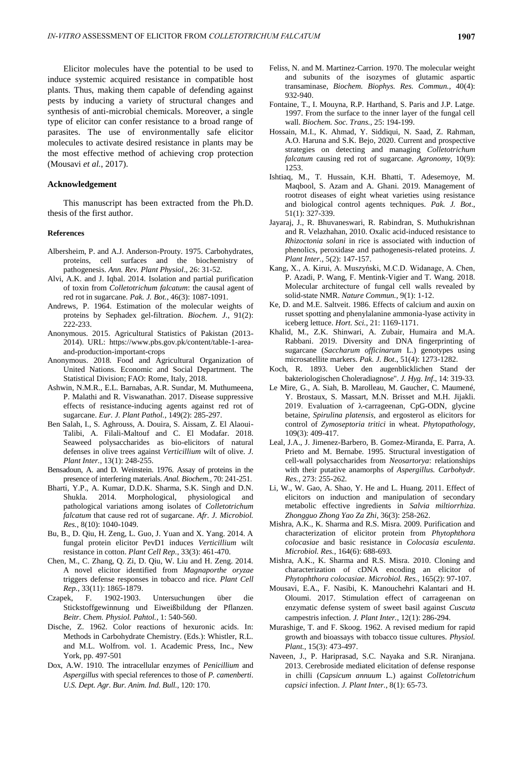Elicitor molecules have the potential to be used to induce systemic acquired resistance in compatible host plants. Thus, making them capable of defending against pests by inducing a variety of structural changes and synthesis of anti-microbial chemicals. Moreover, a single type of elicitor can confer resistance to a broad range of parasites. The use of environmentally safe elicitor molecules to activate desired resistance in plants may be the most effective method of achieving crop protection (Mousavi *et al.*, 2017).

## Acknowledgement

This manuscript has been extracted from the Ph.D. thesis of the first author.

## References

- Albersheim, P. and A.J. Anderson-Prouty. 1975. Carbohydrates, proteins, cell surfaces and the biochemistry of pathogenesis. *Ann. Rev. Plant Physiol*., 26: 31-52.
- Alvi, A.K. and J. Iqbal. 2014. Isolation and partial purification of toxin from *Colletotrichum falcatum*: the causal agent of red rot in sugarcane. *Pak. J. Bot.*, 46(3): 1087-1091.
- Andrews, P. 1964. Estimation of the molecular weights of proteins by Sephadex gel-filtration. *Biochem. J*., 91(2): 222-233.
- Anonymous. 2015. Agricultural Statistics of Pakistan (2013-2014). URL: https://www.pbs.gov.pk/content/table-1-area-and-production-important-crops
- Anonymous. 2018. Food and Agricultural Organization of United Nations. Economic and Social Department. The Statistical Division; FAO: Rome, Italy, 2018.
- Ashwin, N.M.R., E.L. Barnabas, A.R. Sundar, M. Muthumeena, P. Malathi and R. Viswanathan. 2017. Disease suppressive effects of resistance-inducing agents against red rot of sugarcane. *Eur. J. Plant Pathol.*, 149(2): 285-297.
- Ben Salah, I., S. Aghrouss, A. Douira, S. Aissam, Z. El Alaoui-Talibi, A. Filali-Maltouf and C. El Modafar. 2018. Seaweed polysaccharides as bio-elicitors of natural defenses in olive trees against *Verticillium* wilt of olive. *J. Plant Inter.*, 13(1): 248-255.
- Bensadoun, A. and D. Weinstein. 1976. Assay of proteins in the presence of interfering materials. *Anal. Biochem.*, 70: 241-251.
- Bharti, Y.P., A. Kumar, D.D.K. Sharma, S.K. Singh and D.N. Shukla. 2014. Morphological, physiological and pathological variations among isolates of *Colletotrichum falcatum* that cause red rot of sugarcane. *Afr. J. Microbiol. Res.*, 8(10): 1040-1049.
- Bu, B., D. Qiu, H. Zeng, L. Guo, J. Yuan and X. Yang. 2014. A fungal protein elicitor PevD1 induces *Verticillium* wilt resistance in cotton. *Plant Cell Rep.*, 33(3): 461-470.
- Chen, M., C. Zhang, Q. Zi, D. Qiu, W. Liu and H. Zeng. 2014. A novel elicitor identified from *Magnaporthe oryzae* triggers defense responses in tobacco and rice. *Plant Cell Rep.*, 33(11): 1865-1879.
- Czapek, F. 1902-1903. Untersuchungen über die Stickstoffgewinnung und Eiweißbildung der Pflanzen. *Beitr. Chem. Physiol. Pahtol.*, 1: 540-560.
- Dische, Z. 1962. Color reactions of hexuronic acids. In: Methods in Carbohydrate Chemistry. (Eds.): Whistler, R.L. and M.L. Wolfrom. vol. 1. Academic Press, Inc., New York, pp. 497-501
- Dox, A.W. 1910. The intracellular enzymes of *Penicillium* and *Aspergillus* with special references to those of *P. camenberti*. *U.S. Dept. Agr. Bur. Anim. Ind. Bull.*, 120: 170.
- Feliss, N. and M. Martinez-Carrion. 1970. The molecular weight and subunits of the isozymes of glutamic aspartic transaminase, *Biochem. Biophys. Res. Commun.*, 40(4): 932-940.
- Fontaine, T., I. Mouyna, R.P. Harthand, S. Paris and J.P. Latge. 1997. From the surface to the inner layer of the fungal cell wall. *Biochem. Soc. Trans.*, 25: 194-199.
- Hossain, M.I., K. Ahmad, Y. Siddiqui, N. Saad, Z. Rahman, A.O. Haruna and S.K. Bejo, 2020. Current and prospective strategies on detecting and managing *Colletotrichum falcatum* causing red rot of sugarcane. *Agronomy*, 10(9): 1253.
- Ishtiaq, M., T. Hussain, K.H. Bhatti, T. Adesemoye, M. Maqbool, S. Azam and A. Ghani. 2019. Management of rootrot diseases of eight wheat varieties using resistance and biological control agents techniques. *Pak. J. Bot*., 51(1): 327-339.
- Jayaraj, J., R. Bhuvaneswari, R. Rabindran, S. Muthukrishnan and R. Velazhahan, 2010. Oxalic acid-induced resistance to *Rhizoctonia solani* in rice is associated with induction of phenolics, peroxidase and pathogenesis-related proteins. *J. Plant Inter.*, 5(2): 147-157.
- Kang, X., A. Kirui, A. Muszyński, M.C.D. Widanage, A. Chen, P. Azadi, P. Wang, F. Mentink-Vigier and T. Wang. 2018. Molecular architecture of fungal cell walls revealed by solid-state NMR. *Nature Commun.*, 9(1): 1-12.
- Ke, D. and M.E. Saltveit. 1986. Effects of calcium and auxin on russet spotting and phenylalanine ammonia-lyase activity in iceberg lettuce. *Hort. Sci.*, 21: 1169-1171.
- Khalid, M., Z.K. Shinwari, A. Zubair, Humaira and M.A. Rabbani. 2019. Diversity and DNA fingerprinting of sugarcane (*Saccharum officinarum* L.) genotypes using microsatellite markers. *Pak. J. Bot.*, 51(4): 1273-1282.
- Koch, R. 1893. Ueber den augenblicklichen Stand der bakteriologischen Choleradiagnose". *J. Hyg. Inf*., 14: 319-33.
- Le Mire, G., A. Siah, B. Marolleau, M. Gaucher, C. Maumené, Y. Brostaux, S. Massart, M.N. Brisset and M.H. Jijakli. 2019. Evaluation of λ-carrageenan, CpG-ODN, glycine betaine, *Spirulina platensis*, and ergosterol as elicitors for control of *Zymoseptoria tritici* in wheat. *Phytopathology*, 109(3): 409-417.
- Leal, J.A., J. Jimenez-Barbero, B. Gomez-Miranda, E. Parra, A. Prieto and M. Bernabe. 1995. Structural investigation of cell-wall polysaccharides from *Neosartorya*: relationships with their putative anamorphs of *Aspergillus. Carbohydr. Res.*, 273: 255-262.
- Li, W., W. Gao, A. Shao, Y. He and L. Huang. 2011. Effect of elicitors on induction and manipulation of secondary metabolic effective ingredients in *Salvia miltiorrhiza*. *Zhongguo Zhong Yao Za Zhi*, 36(3): 258-262.
- Mishra, A.K., K. Sharma and R.S. Misra. 2009. Purification and characterization of elicitor protein from *Phytophthora colocasiae* and basic resistance in *Colocasia esculenta*. *Microbiol. Res.*, 164(6): 688-693.
- Mishra, A.K., K. Sharma and R.S. Misra. 2010. Cloning and characterization of cDNA encoding an elicitor of *Phytophthora colocasiae*. *Microbiol. Res.*, 165(2): 97-107.
- Mousavi, E.A., F. Nasibi, K. Manouchehri Kalantari and H. Oloumi. 2017. Stimulation effect of carrageenan on enzymatic defense system of sweet basil against *Cuscuta* campestris infection. *J. Plant Inter.*, 12(1): 286-294.
- Murashige, T. and F. Skoog. 1962. A revised medium for rapid growth and bioassays with tobacco tissue cultures. *Physiol. Plant.*, 15(3): 473-497.
- Naveen, J., P. Hariprasad, S.C. Nayaka and S.R. Niranjana. 2013. Cerebroside mediated elicitation of defense response in chilli (*Capsicum annuum* L.) against *Colletotrichum capsici* infection. *J. Plant Inter.*, 8(1): 65-73.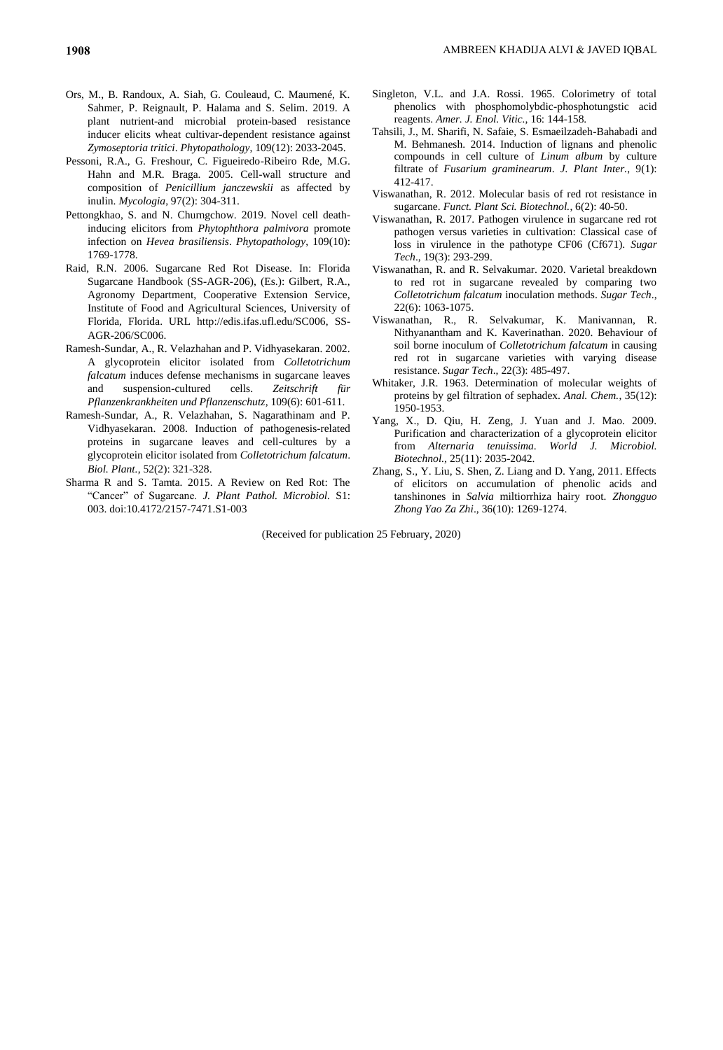Ors, M., B. Randoux, A. Siah, G. Couleaud, C. Maumené, K. Sahmer, P. Reignault, P. Halama and S. Selim. 2019. A plant nutrient-and microbial protein-based resistance inducer elicits wheat cultivar-dependent resistance against *Zymoseptoria tritici*. *Phytopathology*, 109(12): 2033-2045.

Pessoni, R.A., G. Freshour, C. Figueiredo-Ribeiro Rde, M.G. Hahn and M.R. Braga. 2005. Cell-wall structure and composition of *Penicillium janczewskii* as affected by inulin. *Mycologia*, 97(2): 304-311.

Pettongkhao, S. and N. Churngchow. 2019. Novel cell death-inducing elicitors from *Phytophthora palmivora* promote infection on *Hevea brasiliensis*. *Phytopathology*, 109(10): 1769-1778.

Raid, R.N. 2006. Sugarcane Red Rot Disease. In: Florida Sugarcane Handbook (SS-AGR-206), (Es.): Gilbert, R.A., Agronomy Department, Cooperative Extension Service, Institute of Food and Agricultural Sciences, University of Florida, Florida. URL http://edis.ifas.ufl.edu/SC006, SS-AGR-206/SC006.

Ramesh-Sundar, A., R. Velazhahan and P. Vidhyasekaran. 2002. A glycoprotein elicitor isolated from *Colletotrichum falcatum* induces defense mechanisms in sugarcane leaves and suspension-cultured cells. *Zeitschrift für Pflanzenkrankheiten und Pflanzenschutz*, 109(6): 601-611.

Ramesh-Sundar, A., R. Velazhahan, S. Nagarathinam and P. Vidhyasekaran. 2008. Induction of pathogenesis-related proteins in sugarcane leaves and cell-cultures by a glycoprotein elicitor isolated from *Colletotrichum falcatum*. *Biol. Plant.*, 52(2): 321-328.

Sharma R and S. Tamta. 2015. A Review on Red Rot: The "Cancer" of Sugarcane. *J. Plant Pathol. Microbiol.* S1: 003. doi:10.4172/2157-7471.S1-003

Singleton, V.L. and J.A. Rossi. 1965. Colorimetry of total phenolics with phosphomolybdic-phosphotungstic acid reagents. *Amer. J. Enol. Vitic.*, 16: 144-158.

Tahsili, J., M. Sharifi, N. Safaie, S. Esmaeilzadeh-Bahabadi and M. Behmanesh. 2014. Induction of lignans and phenolic compounds in cell culture of *Linum album* by culture filtrate of *Fusarium graminearum*. *J. Plant Inter.*, 9(1): 412-417.

Viswanathan, R. 2012. Molecular basis of red rot resistance in sugarcane. *Funct. Plant Sci. Biotechnol.*, 6(2): 40-50.

Viswanathan, R. 2017. Pathogen virulence in sugarcane red rot pathogen versus varieties in cultivation: Classical case of loss in virulence in the pathotype CF06 (Cf671). *Sugar Tech*., 19(3): 293-299.

Viswanathan, R. and R. Selvakumar. 2020. Varietal breakdown to red rot in sugarcane revealed by comparing two *Colletotrichum falcatum* inoculation methods. *Sugar Tech*., 22(6): 1063-1075.

Viswanathan, R., R. Selvakumar, K. Manivannan, R. Nithyanantham and K. Kaverinathan. 2020. Behaviour of soil borne inoculum of *Colletotrichum falcatum* in causing red rot in sugarcane varieties with varying disease resistance. *Sugar Tech*., 22(3): 485-497.

Whitaker, J.R. 1963. Determination of molecular weights of proteins by gel filtration of sephadex. *Anal. Chem.*, 35(12): 1950-1953.

Yang, X., D. Qiu, H. Zeng, J. Yuan and J. Mao. 2009. Purification and characterization of a glycoprotein elicitor from *Alternaria tenuissima*. *World J. Microbiol. Biotechnol.*, 25(11): 2035-2042.

Zhang, S., Y. Liu, S. Shen, Z. Liang and D. Yang, 2011. Effects of elicitors on accumulation of phenolic acids and tanshinones in *Salvia* miltiorrhiza hairy root. *Zhongguo Zhong Yao Za Zhi*., 36(10): 1269-1274.

(Received for publication 25 February, 2020)